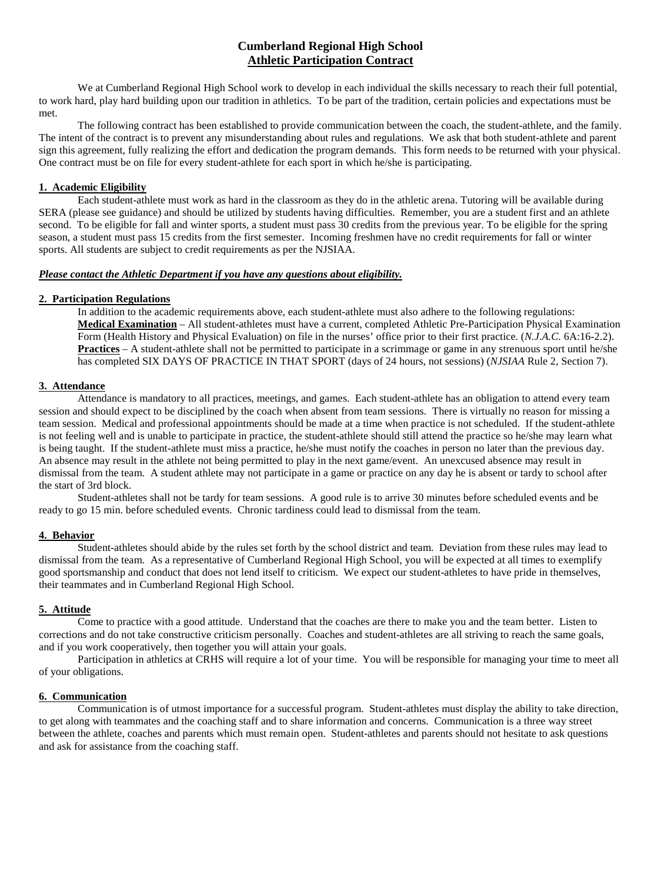# Cumberland Regional High School
## Athletic Participation Contract

We at Cumberland Regional High School work to develop in each individual the skills necessary to reach their full potential, to work hard, play hard building upon our tradition in athletics. To be part of the tradition, certain policies and expectations must be met.

The following contract has been established to provide communication between the coach, the student-athlete, and the family. The intent of the contract is to prevent any misunderstanding about rules and regulations. We ask that both student-athlete and parent sign this agreement, fully realizing the effort and dedication the program demands. This form needs to be returned with your physical. One contract must be on file for every student-athlete for each sport in which he/she is participating.

### 1. Academic Eligibility

Each student-athlete must work as hard in the classroom as they do in the athletic arena. Tutoring will be available during SERA (please see guidance) and should be utilized by students having difficulties. Remember, you are a student first and an athlete second. To be eligible for fall and winter sports, a student must pass 30 credits from the previous year. To be eligible for the spring season, a student must pass 15 credits from the first semester. Incoming freshmen have no credit requirements for fall or winter sports. All students are subject to credit requirements as per the NJSIAA.

***Please contact the Athletic Department if you have any questions about eligibility.***

### 2. Participation Regulations

In addition to the academic requirements above, each student-athlete must also adhere to the following regulations:

**Medical Examination** – All student-athletes must have a current, completed Athletic Pre-Participation Physical Examination Form (Health History and Physical Evaluation) on file in the nurses' office prior to their first practice. (*N.J.A.C.* 6A:16-2.2).

**Practices** – A student-athlete shall not be permitted to participate in a scrimmage or game in any strenuous sport until he/she has completed SIX DAYS OF PRACTICE IN THAT SPORT (days of 24 hours, not sessions) (*NJSIAA* Rule 2, Section 7).

### 3. Attendance

Attendance is mandatory to all practices, meetings, and games. Each student-athlete has an obligation to attend every team session and should expect to be disciplined by the coach when absent from team sessions. There is virtually no reason for missing a team session. Medical and professional appointments should be made at a time when practice is not scheduled. If the student-athlete is not feeling well and is unable to participate in practice, the student-athlete should still attend the practice so he/she may learn what is being taught. If the student-athlete must miss a practice, he/she must notify the coaches in person no later than the previous day. An absence may result in the athlete not being permitted to play in the next game/event. An unexcused absence may result in dismissal from the team. A student athlete may not participate in a game or practice on any day he is absent or tardy to school after the start of 3rd block.

Student-athletes shall not be tardy for team sessions. A good rule is to arrive 30 minutes before scheduled events and be ready to go 15 min. before scheduled events. Chronic tardiness could lead to dismissal from the team.

### 4. Behavior

Student-athletes should abide by the rules set forth by the school district and team. Deviation from these rules may lead to dismissal from the team. As a representative of Cumberland Regional High School, you will be expected at all times to exemplify good sportsmanship and conduct that does not lend itself to criticism. We expect our student-athletes to have pride in themselves, their teammates and in Cumberland Regional High School.

### 5. Attitude

Come to practice with a good attitude. Understand that the coaches are there to make you and the team better. Listen to corrections and do not take constructive criticism personally. Coaches and student-athletes are all striving to reach the same goals, and if you work cooperatively, then together you will attain your goals.

Participation in athletics at CRHS will require a lot of your time. You will be responsible for managing your time to meet all of your obligations.

### 6. Communication

Communication is of utmost importance for a successful program. Student-athletes must display the ability to take direction, to get along with teammates and the coaching staff and to share information and concerns. Communication is a three way street between the athlete, coaches and parents which must remain open. Student-athletes and parents should not hesitate to ask questions and ask for assistance from the coaching staff.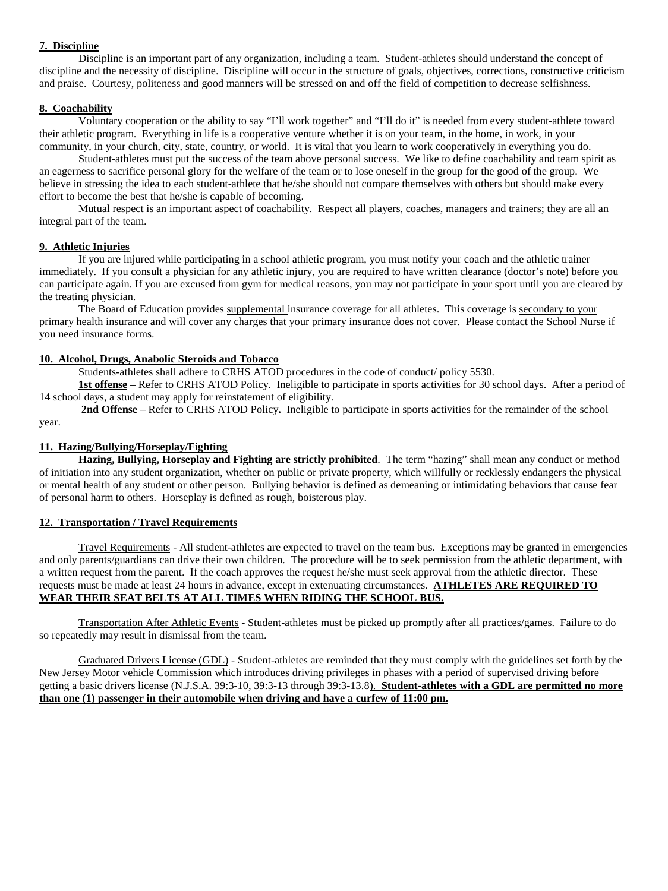#### 7. Discipline

Discipline is an important part of any organization, including a team. Student-athletes should understand the concept of discipline and the necessity of discipline. Discipline will occur in the structure of goals, objectives, corrections, constructive criticism and praise. Courtesy, politeness and good manners will be stressed on and off the field of competition to decrease selfishness.

#### 8. Coachability

Voluntary cooperation or the ability to say "I'll work together" and "I'll do it" is needed from every student-athlete toward their athletic program. Everything in life is a cooperative venture whether it is on your team, in the home, in work, in your community, in your church, city, state, country, or world. It is vital that you learn to work cooperatively in everything you do.

Student-athletes must put the success of the team above personal success. We like to define coachability and team spirit as an eagerness to sacrifice personal glory for the welfare of the team or to lose oneself in the group for the good of the group. We believe in stressing the idea to each student-athlete that he/she should not compare themselves with others but should make every effort to become the best that he/she is capable of becoming.

Mutual respect is an important aspect of coachability. Respect all players, coaches, managers and trainers; they are all an integral part of the team.

#### 9. Athletic Injuries

If you are injured while participating in a school athletic program, you must notify your coach and the athletic trainer immediately. If you consult a physician for any athletic injury, you are required to have written clearance (doctor's note) before you can participate again. If you are excused from gym for medical reasons, you may not participate in your sport until you are cleared by the treating physician.

The Board of Education provides supplemental insurance coverage for all athletes. This coverage is secondary to your primary health insurance and will cover any charges that your primary insurance does not cover. Please contact the School Nurse if you need insurance forms.

#### 10. Alcohol, Drugs, Anabolic Steroids and Tobacco

Students-athletes shall adhere to CRHS ATOD procedures in the code of conduct/ policy 5530.

**1st offense –** Refer to CRHS ATOD Policy. Ineligible to participate in sports activities for 30 school days. After a period of 14 school days, a student may apply for reinstatement of eligibility.

**2nd Offense** – Refer to CRHS ATOD Policy**.** Ineligible to participate in sports activities for the remainder of the school year.

#### 11. Hazing/Bullying/Horseplay/Fighting

**Hazing, Bullying, Horseplay and Fighting are strictly prohibited**. The term "hazing" shall mean any conduct or method of initiation into any student organization, whether on public or private property, which willfully or recklessly endangers the physical or mental health of any student or other person. Bullying behavior is defined as demeaning or intimidating behaviors that cause fear of personal harm to others. Horseplay is defined as rough, boisterous play.

#### 12. Transportation / Travel Requirements

Travel Requirements - All student-athletes are expected to travel on the team bus. Exceptions may be granted in emergencies and only parents/guardians can drive their own children. The procedure will be to seek permission from the athletic department, with a written request from the parent. If the coach approves the request he/she must seek approval from the athletic director. These requests must be made at least 24 hours in advance, except in extenuating circumstances. **ATHLETES ARE REQUIRED TO WEAR THEIR SEAT BELTS AT ALL TIMES WHEN RIDING THE SCHOOL BUS.**

Transportation After Athletic Events - Student-athletes must be picked up promptly after all practices/games. Failure to do so repeatedly may result in dismissal from the team.

Graduated Drivers License (GDL) - Student-athletes are reminded that they must comply with the guidelines set forth by the New Jersey Motor vehicle Commission which introduces driving privileges in phases with a period of supervised driving before getting a basic drivers license (N.J.S.A. 39:3-10, 39:3-13 through 39:3-13.8). **Student-athletes with a GDL are permitted no more than one (1) passenger in their automobile when driving and have a curfew of 11:00 pm.**